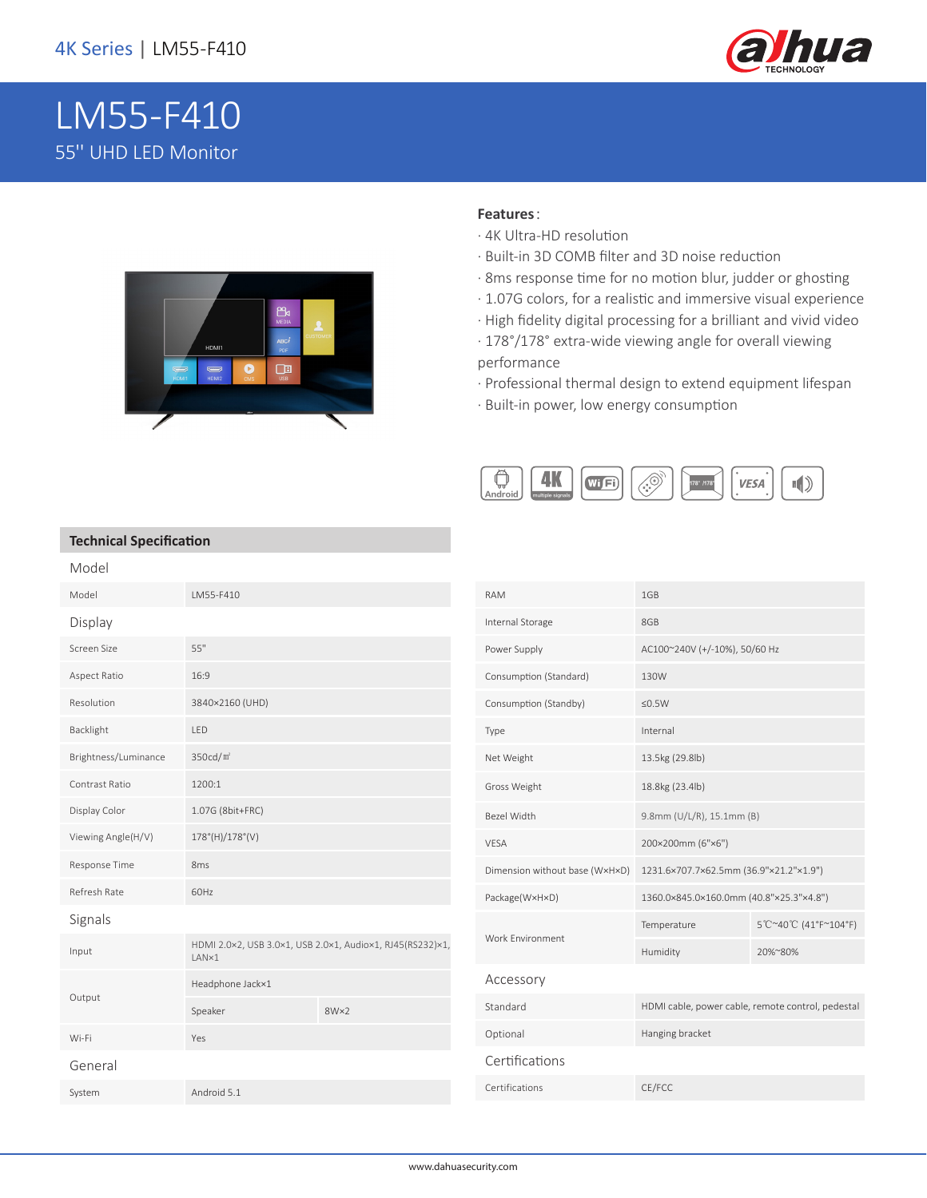4K Series | LM55-F410

# LM55-F410

55'' UHD LED Monitor

**Features**:

· 4K Ultra-HD resolution
· Built-in 3D COMB filter and 3D noise reduction
· 8ms response time for no motion blur, judder or ghosting
· 1.07G colors, for a realistic and immersive visual experience
· High fidelity digital processing for a brilliant and vivid video
· 178°/178° extra-wide viewing angle for overall viewing performance
· Professional thermal design to extend equipment lifespan
· Built-in power, low energy consumption

## Technical Specification

### Model

| | |
|---|---|
| Model | LM55-F410 |

### Display

| | |
|---|---|
| Screen Size | 55" |
| Aspect Ratio | 16:9 |
| Resolution | 3840×2160 (UHD) |
| Backlight | LED |
| Brightness/Luminance | 350cd/㎡ |
| Contrast Ratio | 1200:1 |
| Display Color | 1.07G (8bit+FRC) |
| Viewing Angle(H/V) | 178°(H)/178°(V) |
| Response Time | 8ms |
| Refresh Rate | 60Hz |

### Signals

| | | |
|---|---|---|
| Input | HDMI 2.0×2, USB 3.0×1, USB 2.0×1, Audio×1, RJ45(RS232)×1, LAN×1 | |
| Output | Headphone Jack×1 | |
| | Speaker | 8W×2 |
| Wi-Fi | Yes | |

### General

| | |
|---|---|
| System | Android 5.1 |
| RAM | 1GB |
| Internal Storage | 8GB |
| Power Supply | AC100~240V (+/-10%), 50/60 Hz |
| Consumption (Standard) | 130W |
| Consumption (Standby) | ≤0.5W |
| Type | Internal |
| Net Weight | 13.5kg (29.8lb) |
| Gross Weight | 18.8kg (23.4lb) |
| Bezel Width | 9.8mm (U/L/R), 15.1mm (B) |
| VESA | 200×200mm (6"×6") |
| Dimension without base (W×H×D) | 1231.6×707.7×62.5mm (36.9"×21.2"×1.9") |
| Package(W×H×D) | 1360.0×845.0×160.0mm (40.8"×25.3"×4.8") |

| | | |
|---|---|---|
| Work Environment | Temperature | 5℃~40℃ (41°F~104°F) |
| | Humidity | 20%~80% |

### Accessory

| | |
|---|---|
| Standard | HDMI cable, power cable, remote control, pedestal |
| Optional | Hanging bracket |

### Certifications

| | |
|---|---|
| Certifications | CE/FCC |

www.dahuasecurity.com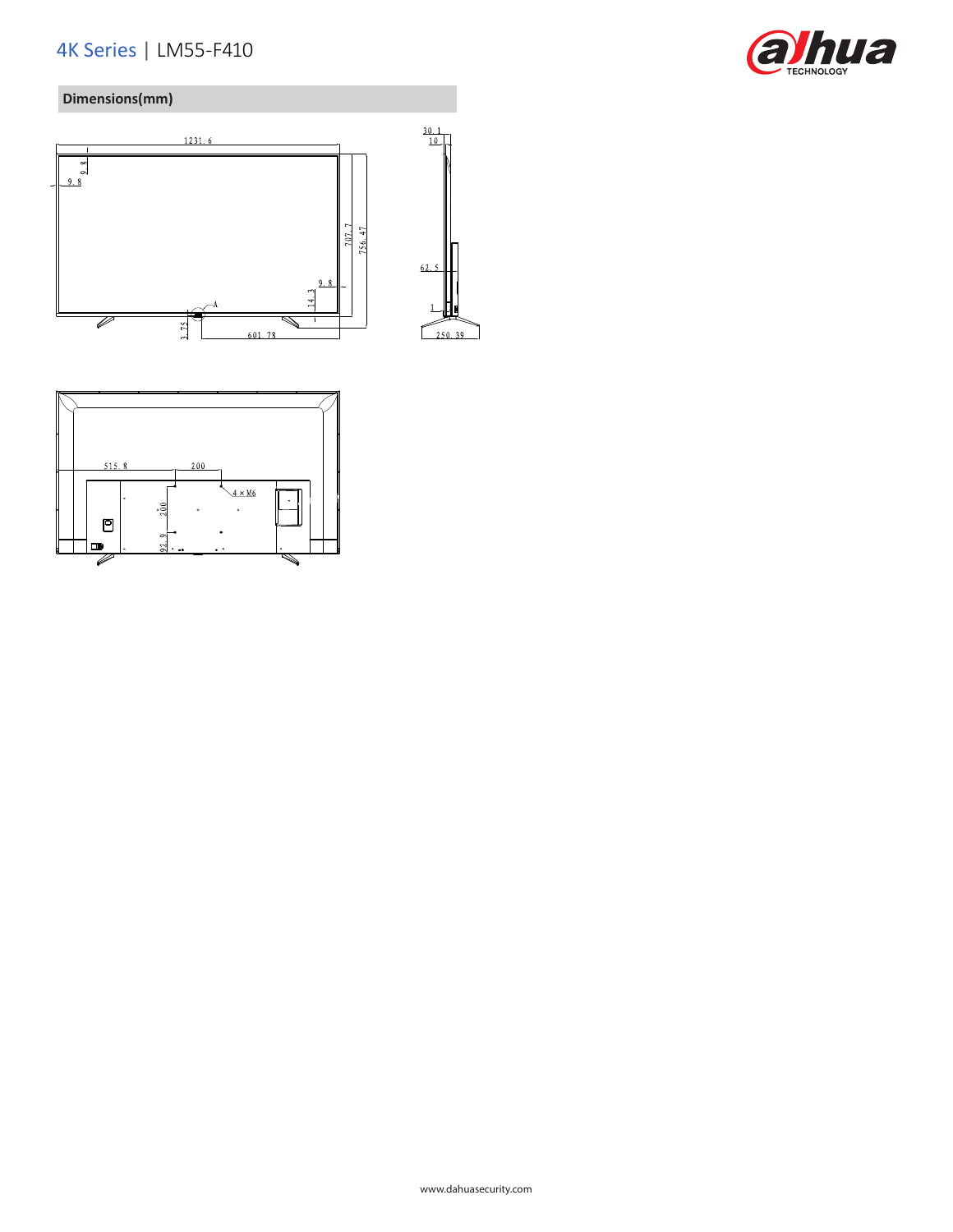## Dimensions(mm)

1231.6

9.8

9.8

707.7

756.47

9.8

14.3

A

3.75

601.78

30.1

10

62.5

1

250.39

515.8

200

4 × M6

200

92.9